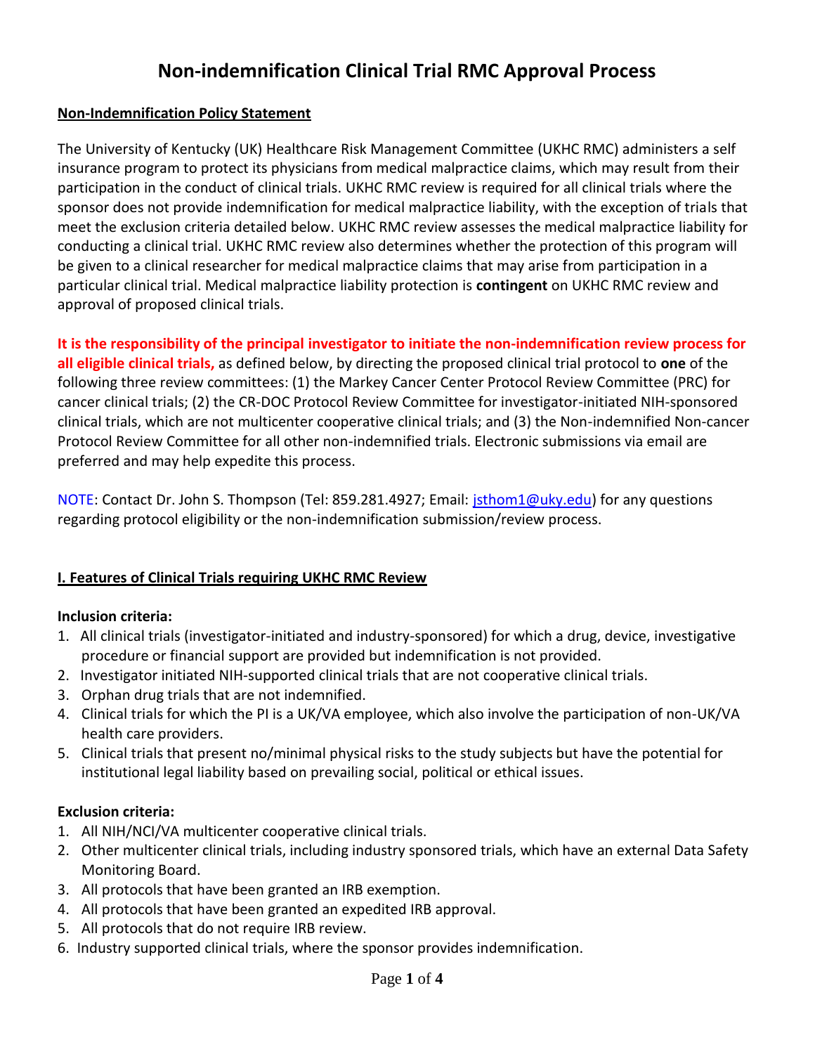# Non-indemnification Clinical Trial RMC Approval Process

**Non-Indemnification Policy Statement**

The University of Kentucky (UK) Healthcare Risk Management Committee (UKHC RMC) administers a self insurance program to protect its physicians from medical malpractice claims, which may result from their participation in the conduct of clinical trials. UKHC RMC review is required for all clinical trials where the sponsor does not provide indemnification for medical malpractice liability, with the exception of trials that meet the exclusion criteria detailed below. UKHC RMC review assesses the medical malpractice liability for conducting a clinical trial. UKHC RMC review also determines whether the protection of this program will be given to a clinical researcher for medical malpractice claims that may arise from participation in a particular clinical trial. Medical malpractice liability protection is **contingent** on UKHC RMC review and approval of proposed clinical trials.

**It is the responsibility of the principal investigator to initiate the non-indemnification review process for all eligible clinical trials,** as defined below, by directing the proposed clinical trial protocol to **one** of the following three review committees: (1) the Markey Cancer Center Protocol Review Committee (PRC) for cancer clinical trials; (2) the CR-DOC Protocol Review Committee for investigator-initiated NIH-sponsored clinical trials, which are not multicenter cooperative clinical trials; and (3) the Non-indemnified Non-cancer Protocol Review Committee for all other non-indemnified trials. Electronic submissions via email are preferred and may help expedite this process.

NOTE: Contact Dr. John S. Thompson (Tel: 859.281.4927; Email: jsthom1@uky.edu) for any questions regarding protocol eligibility or the non-indemnification submission/review process.

## I. Features of Clinical Trials requiring UKHC RMC Review

**Inclusion criteria:**

1. All clinical trials (investigator-initiated and industry-sponsored) for which a drug, device, investigative procedure or financial support are provided but indemnification is not provided.
2. Investigator initiated NIH-supported clinical trials that are not cooperative clinical trials.
3. Orphan drug trials that are not indemnified.
4. Clinical trials for which the PI is a UK/VA employee, which also involve the participation of non-UK/VA health care providers.
5. Clinical trials that present no/minimal physical risks to the study subjects but have the potential for institutional legal liability based on prevailing social, political or ethical issues.

**Exclusion criteria:**

1. All NIH/NCI/VA multicenter cooperative clinical trials.
2. Other multicenter clinical trials, including industry sponsored trials, which have an external Data Safety Monitoring Board.
3. All protocols that have been granted an IRB exemption.
4. All protocols that have been granted an expedited IRB approval.
5. All protocols that do not require IRB review.
6. Industry supported clinical trials, where the sponsor provides indemnification.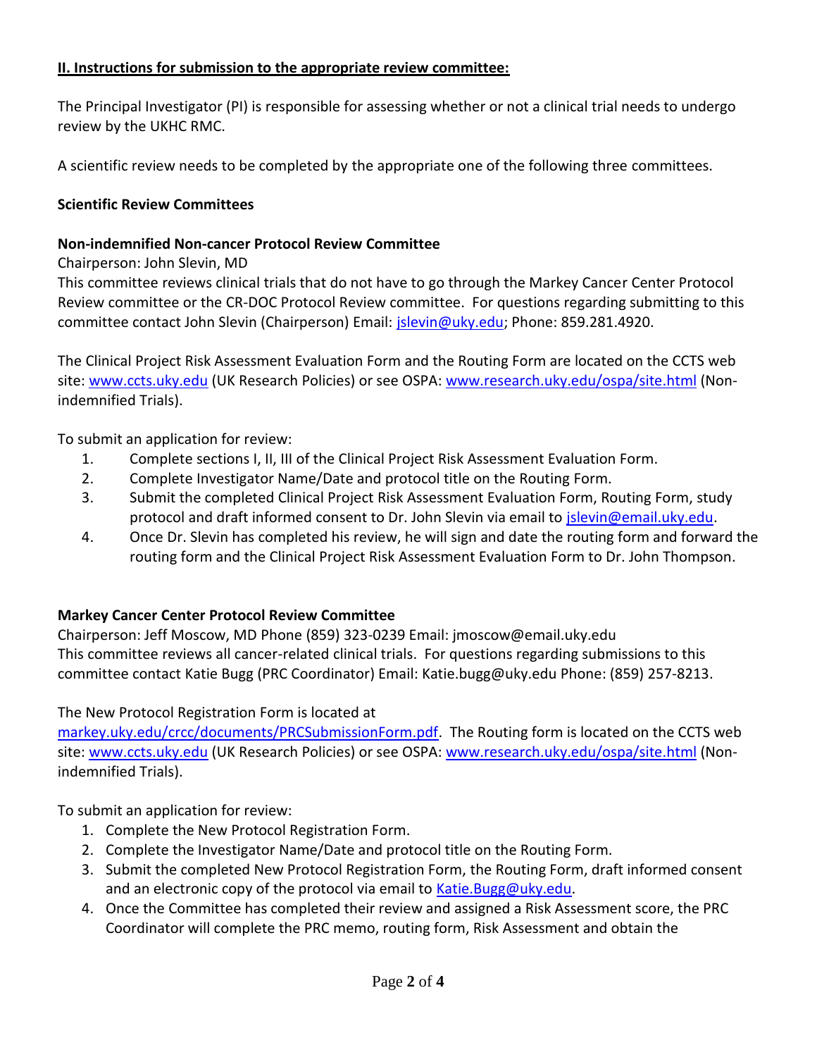**II. Instructions for submission to the appropriate review committee:**

The Principal Investigator (PI) is responsible for assessing whether or not a clinical trial needs to undergo review by the UKHC RMC.

A scientific review needs to be completed by the appropriate one of the following three committees.

**Scientific Review Committees**

**Non-indemnified Non-cancer Protocol Review Committee**

Chairperson: John Slevin, MD

This committee reviews clinical trials that do not have to go through the Markey Cancer Center Protocol Review committee or the CR-DOC Protocol Review committee. For questions regarding submitting to this committee contact John Slevin (Chairperson) Email: jslevin@uky.edu; Phone: 859.281.4920.

The Clinical Project Risk Assessment Evaluation Form and the Routing Form are located on the CCTS web site: www.ccts.uky.edu (UK Research Policies) or see OSPA: www.research.uky.edu/ospa/site.html (Non-indemnified Trials).

To submit an application for review:

1. Complete sections I, II, III of the Clinical Project Risk Assessment Evaluation Form.
2. Complete Investigator Name/Date and protocol title on the Routing Form.
3. Submit the completed Clinical Project Risk Assessment Evaluation Form, Routing Form, study protocol and draft informed consent to Dr. John Slevin via email to jslevin@email.uky.edu.
4. Once Dr. Slevin has completed his review, he will sign and date the routing form and forward the routing form and the Clinical Project Risk Assessment Evaluation Form to Dr. John Thompson.

**Markey Cancer Center Protocol Review Committee**

Chairperson: Jeff Moscow, MD Phone (859) 323-0239 Email: jmoscow@email.uky.edu

This committee reviews all cancer-related clinical trials. For questions regarding submissions to this committee contact Katie Bugg (PRC Coordinator) Email: Katie.bugg@uky.edu Phone: (859) 257-8213.

The New Protocol Registration Form is located at markey.uky.edu/crcc/documents/PRCSubmissionForm.pdf. The Routing form is located on the CCTS web site: www.ccts.uky.edu (UK Research Policies) or see OSPA: www.research.uky.edu/ospa/site.html (Non-indemnified Trials).

To submit an application for review:

1. Complete the New Protocol Registration Form.
2. Complete the Investigator Name/Date and protocol title on the Routing Form.
3. Submit the completed New Protocol Registration Form, the Routing Form, draft informed consent and an electronic copy of the protocol via email to Katie.Bugg@uky.edu.
4. Once the Committee has completed their review and assigned a Risk Assessment score, the PRC Coordinator will complete the PRC memo, routing form, Risk Assessment and obtain the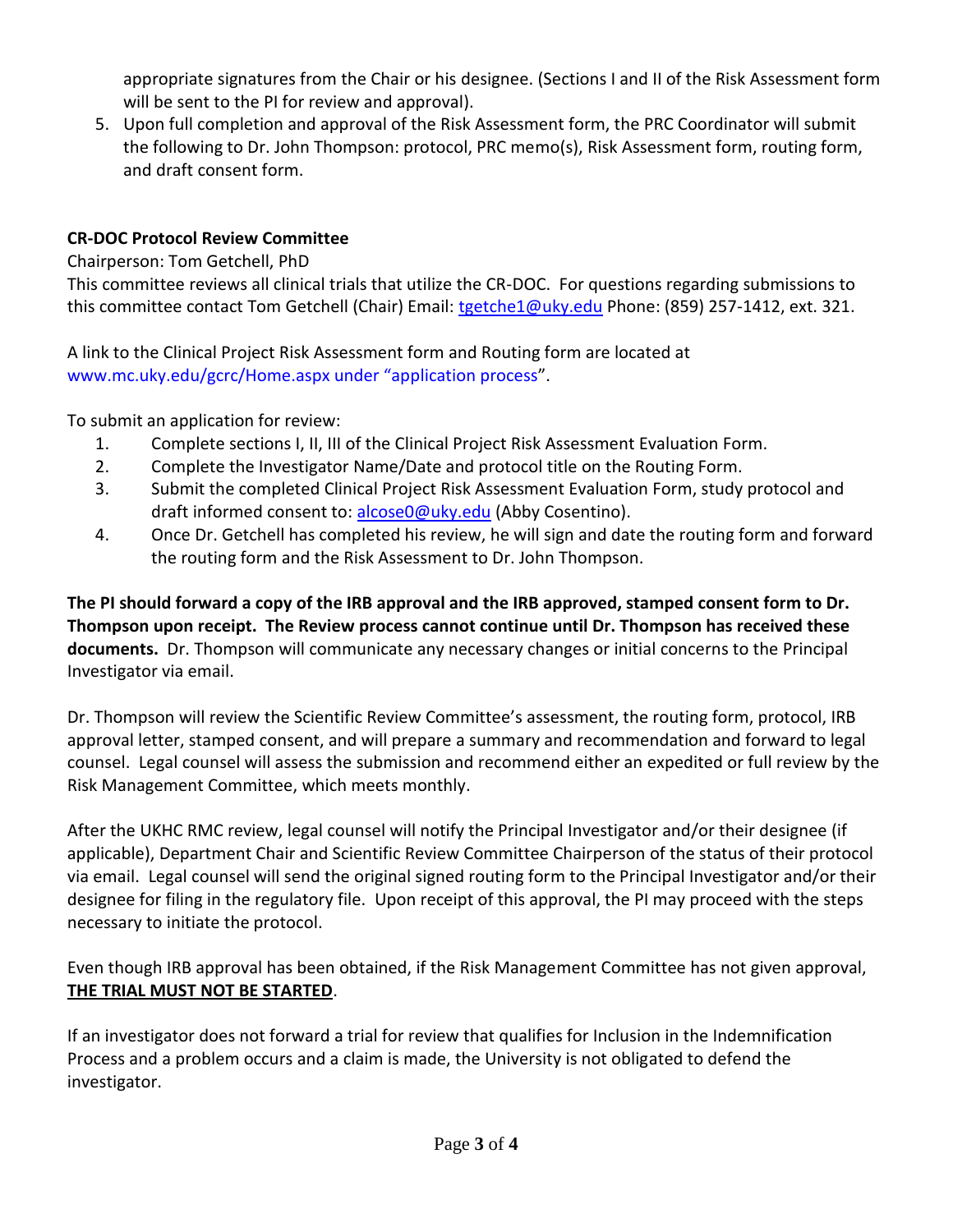appropriate signatures from the Chair or his designee. (Sections I and II of the Risk Assessment form will be sent to the PI for review and approval).

5. Upon full completion and approval of the Risk Assessment form, the PRC Coordinator will submit the following to Dr. John Thompson: protocol, PRC memo(s), Risk Assessment form, routing form, and draft consent form.

**CR-DOC Protocol Review Committee**

Chairperson: Tom Getchell, PhD

This committee reviews all clinical trials that utilize the CR-DOC. For questions regarding submissions to this committee contact Tom Getchell (Chair) Email: tgetche1@uky.edu Phone: (859) 257-1412, ext. 321.

A link to the Clinical Project Risk Assessment form and Routing form are located at www.mc.uky.edu/gcrc/Home.aspx under "application process".

To submit an application for review:

1. Complete sections I, II, III of the Clinical Project Risk Assessment Evaluation Form.
2. Complete the Investigator Name/Date and protocol title on the Routing Form.
3. Submit the completed Clinical Project Risk Assessment Evaluation Form, study protocol and draft informed consent to: alcose0@uky.edu (Abby Cosentino).
4. Once Dr. Getchell has completed his review, he will sign and date the routing form and forward the routing form and the Risk Assessment to Dr. John Thompson.

**The PI should forward a copy of the IRB approval and the IRB approved, stamped consent form to Dr. Thompson upon receipt. The Review process cannot continue until Dr. Thompson has received these documents.** Dr. Thompson will communicate any necessary changes or initial concerns to the Principal Investigator via email.

Dr. Thompson will review the Scientific Review Committee's assessment, the routing form, protocol, IRB approval letter, stamped consent, and will prepare a summary and recommendation and forward to legal counsel. Legal counsel will assess the submission and recommend either an expedited or full review by the Risk Management Committee, which meets monthly.

After the UKHC RMC review, legal counsel will notify the Principal Investigator and/or their designee (if applicable), Department Chair and Scientific Review Committee Chairperson of the status of their protocol via email. Legal counsel will send the original signed routing form to the Principal Investigator and/or their designee for filing in the regulatory file. Upon receipt of this approval, the PI may proceed with the steps necessary to initiate the protocol.

Even though IRB approval has been obtained, if the Risk Management Committee has not given approval, **THE TRIAL MUST NOT BE STARTED**.

If an investigator does not forward a trial for review that qualifies for Inclusion in the Indemnification Process and a problem occurs and a claim is made, the University is not obligated to defend the investigator.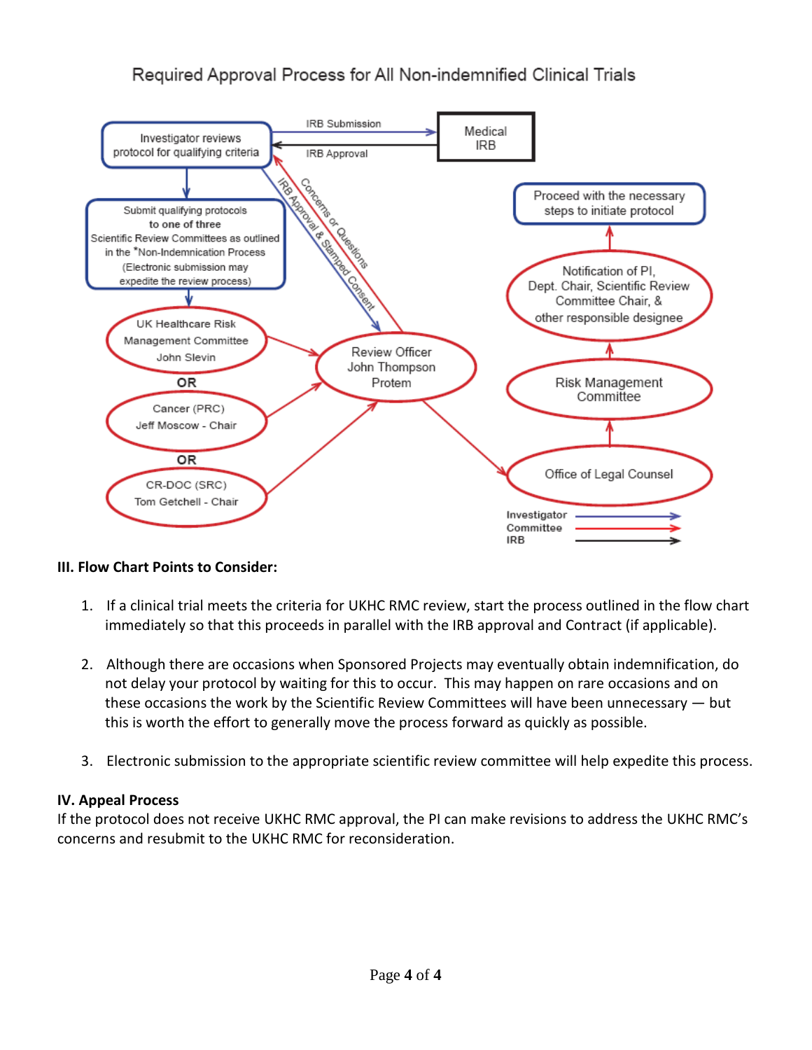## Required Approval Process for All Non-indemnified Clinical Trials

Investigator reviews protocol for qualifying criteria

IRB Submission

IRB Approval

Medical IRB

Concerns or Questions

IRB Approval & Stamped Consent

Submit qualifying protocols to one of three Scientific Review Committees as outlined in the *Non-Indemnication Process (Electronic submission may expedite the review process)

UK Healthcare Risk Management Committee John Slevin

OR

Cancer (PRC) Jeff Moscow - Chair

OR

CR-DOC (SRC) Tom Getchell - Chair

Review Officer John Thompson Protem

Proceed with the necessary steps to initiate protocol

Notification of PI, Dept. Chair, Scientific Review Committee Chair, & other responsible designee

Risk Management Committee

Office of Legal Counsel

Investigator

Committee

IRB

**III. Flow Chart Points to Consider:**

1. If a clinical trial meets the criteria for UKHC RMC review, start the process outlined in the flow chart immediately so that this proceeds in parallel with the IRB approval and Contract (if applicable).

2. Although there are occasions when Sponsored Projects may eventually obtain indemnification, do not delay your protocol by waiting for this to occur. This may happen on rare occasions and on these occasions the work by the Scientific Review Committees will have been unnecessary — but this is worth the effort to generally move the process forward as quickly as possible.

3. Electronic submission to the appropriate scientific review committee will help expedite this process.

**IV. Appeal Process**

If the protocol does not receive UKHC RMC approval, the PI can make revisions to address the UKHC RMC's concerns and resubmit to the UKHC RMC for reconsideration.